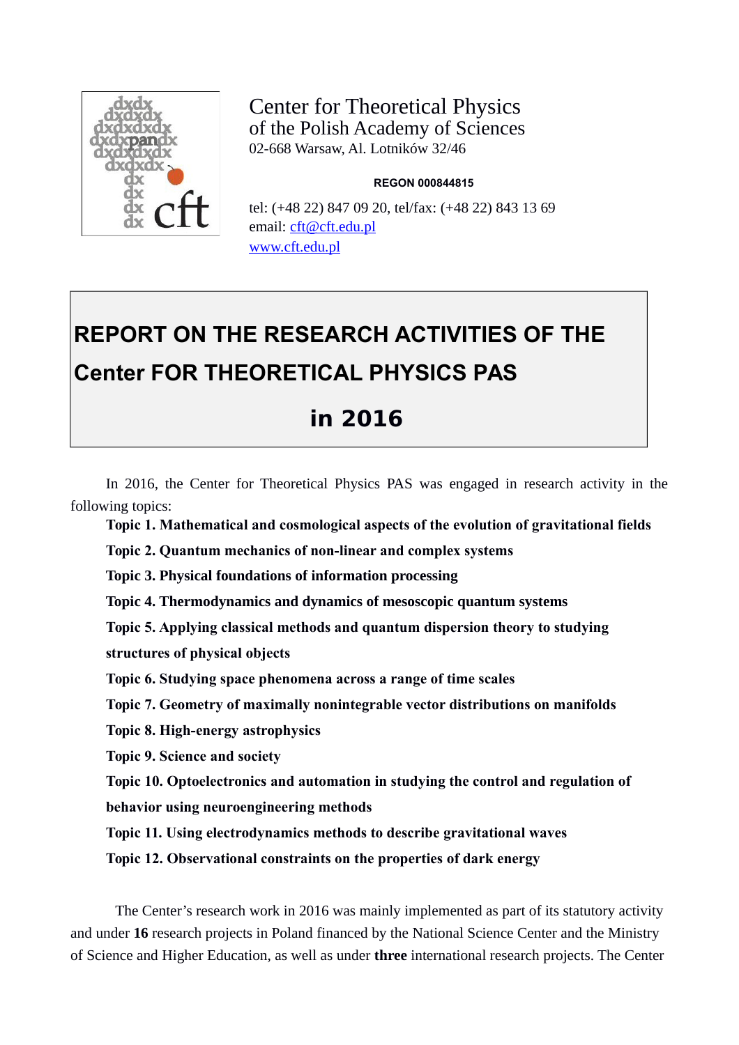Center for Theoretical Physics
of the Polish Academy of Sciences
02-668 Warsaw, Al. Lotników 32/46

**REGON 000844815**

tel: (+48 22) 847 09 20, tel/fax: (+48 22) 843 13 69
email: cft@cft.edu.pl
www.cft.edu.pl

# REPORT ON THE RESEARCH ACTIVITIES OF THE Center FOR THEORETICAL PHYSICS PAS in 2016

In 2016, the Center for Theoretical Physics PAS was engaged in research activity in the following topics:

**Topic 1. Mathematical and cosmological aspects of the evolution of gravitational fields**

**Topic 2. Quantum mechanics of non-linear and complex systems**

**Topic 3. Physical foundations of information processing**

**Topic 4. Thermodynamics and dynamics of mesoscopic quantum systems**

**Topic 5. Applying classical methods and quantum dispersion theory to studying structures of physical objects**

**Topic 6. Studying space phenomena across a range of time scales**

**Topic 7. Geometry of maximally nonintegrable vector distributions on manifolds**

**Topic 8. High-energy astrophysics**

**Topic 9. Science and society**

**Topic 10. Optoelectronics and automation in studying the control and regulation of behavior using neuroengineering methods**

**Topic 11. Using electrodynamics methods to describe gravitational waves**

**Topic 12. Observational constraints on the properties of dark energy**

The Center's research work in 2016 was mainly implemented as part of its statutory activity and under **16** research projects in Poland financed by the National Science Center and the Ministry of Science and Higher Education, as well as under **three** international research projects. The Center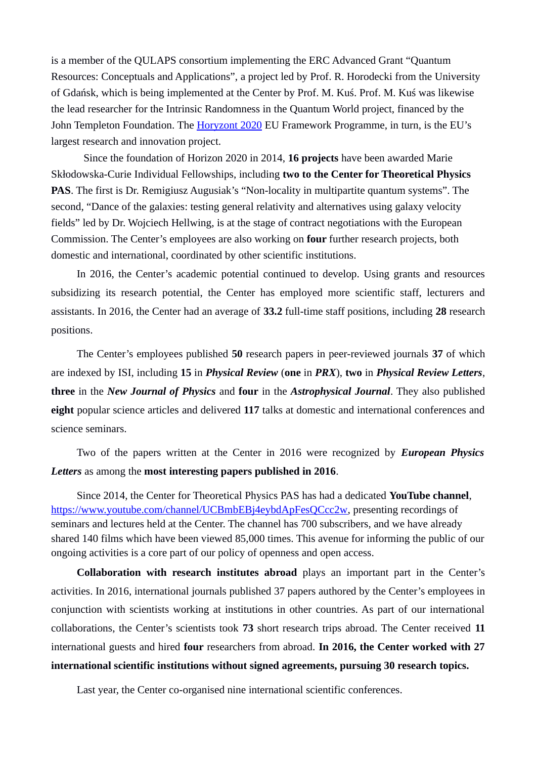is a member of the QULAPS consortium implementing the ERC Advanced Grant “Quantum Resources: Conceptuals and Applications”, a project led by Prof. R. Horodecki from the University of Gdańsk, which is being implemented at the Center by Prof. M. Kuś. Prof. M. Kuś was likewise the lead researcher for the Intrinsic Randomness in the Quantum World project, financed by the John Templeton Foundation. The [Horyzont 2020](#) EU Framework Programme, in turn, is the EU’s largest research and innovation project.

Since the foundation of Horizon 2020 in 2014, **16 projects** have been awarded Marie Skłodowska-Curie Individual Fellowships, including **two to the Center for Theoretical Physics PAS**. The first is Dr. Remigiusz Augusiak’s “Non-locality in multipartite quantum systems”. The second, “Dance of the galaxies: testing general relativity and alternatives using galaxy velocity fields” led by Dr. Wojciech Hellwing, is at the stage of contract negotiations with the European Commission. The Center’s employees are also working on **four** further research projects, both domestic and international, coordinated by other scientific institutions.

In 2016, the Center’s academic potential continued to develop. Using grants and resources subsidizing its research potential, the Center has employed more scientific staff, lecturers and assistants. In 2016, the Center had an average of **33.2** full-time staff positions, including **28** research positions.

The Center’s employees published **50** research papers in peer-reviewed journals **37** of which are indexed by ISI, including **15** in ***Physical Review*** (**one** in ***PRX***), **two** in ***Physical Review Letters***, **three** in the ***New Journal of Physics*** and **four** in the ***Astrophysical Journal***. They also published **eight** popular science articles and delivered **117** talks at domestic and international conferences and science seminars.

Two of the papers written at the Center in 2016 were recognized by ***European Physics Letters*** as among the **most interesting papers published in 2016**.

Since 2014, the Center for Theoretical Physics PAS has had a dedicated **YouTube channel**, https://www.youtube.com/channel/UCBmbEBj4eybdApFesQCcc2w, presenting recordings of seminars and lectures held at the Center. The channel has 700 subscribers, and we have already shared 140 films which have been viewed 85,000 times. This avenue for informing the public of our ongoing activities is a core part of our policy of openness and open access.

**Collaboration with research institutes abroad** plays an important part in the Center’s activities. In 2016, international journals published 37 papers authored by the Center’s employees in conjunction with scientists working at institutions in other countries. As part of our international collaborations, the Center’s scientists took **73** short research trips abroad. The Center received **11** international guests and hired **four** researchers from abroad. **In 2016, the Center worked with 27 international scientific institutions without signed agreements, pursuing 30 research topics.**

Last year, the Center co-organised nine international scientific conferences.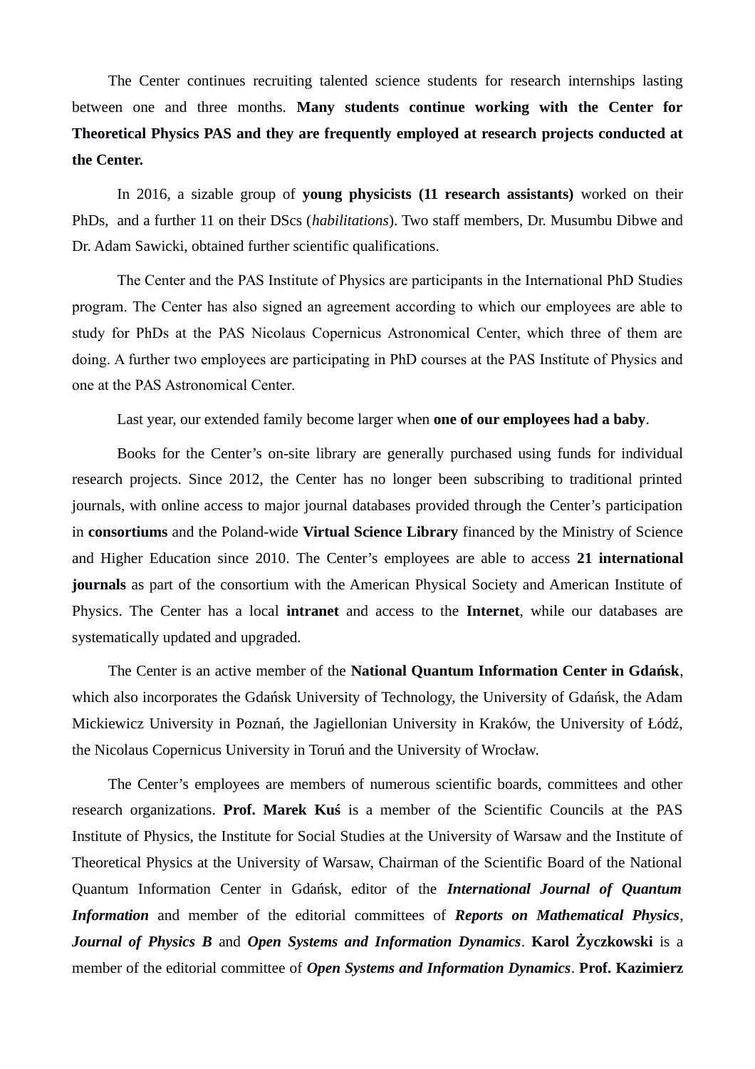The Center continues recruiting talented science students for research internships lasting between one and three months. **Many students continue working with the Center for Theoretical Physics PAS and they are frequently employed at research projects conducted at the Center.**

In 2016, a sizable group of **young physicists (11 research assistants)** worked on their PhDs, and a further 11 on their DScs (*habilitations*). Two staff members, Dr. Musumbu Dibwe and Dr. Adam Sawicki, obtained further scientific qualifications.

The Center and the PAS Institute of Physics are participants in the International PhD Studies program. The Center has also signed an agreement according to which our employees are able to study for PhDs at the PAS Nicolaus Copernicus Astronomical Center, which three of them are doing. A further two employees are participating in PhD courses at the PAS Institute of Physics and one at the PAS Astronomical Center.

Last year, our extended family become larger when **one of our employees had a baby**.

Books for the Center's on-site library are generally purchased using funds for individual research projects. Since 2012, the Center has no longer been subscribing to traditional printed journals, with online access to major journal databases provided through the Center's participation in **consortiums** and the Poland-wide **Virtual Science Library** financed by the Ministry of Science and Higher Education since 2010. The Center's employees are able to access **21 international journals** as part of the consortium with the American Physical Society and American Institute of Physics. The Center has a local **intranet** and access to the **Internet**, while our databases are systematically updated and upgraded.

The Center is an active member of the **National Quantum Information Center in Gdańsk**, which also incorporates the Gdańsk University of Technology, the University of Gdańsk, the Adam Mickiewicz University in Poznań, the Jagiellonian University in Kraków, the University of Łódź, the Nicolaus Copernicus University in Toruń and the University of Wrocław.

The Center's employees are members of numerous scientific boards, committees and other research organizations. **Prof. Marek Kuś** is a member of the Scientific Councils at the PAS Institute of Physics, the Institute for Social Studies at the University of Warsaw and the Institute of Theoretical Physics at the University of Warsaw, Chairman of the Scientific Board of the National Quantum Information Center in Gdańsk, editor of the ***International Journal of Quantum Information*** and member of the editorial committees of ***Reports on Mathematical Physics***, ***Journal of Physics B*** and ***Open Systems and Information Dynamics***. **Karol Życzkowski** is a member of the editorial committee of ***Open Systems and Information Dynamics***. **Prof. Kazimierz**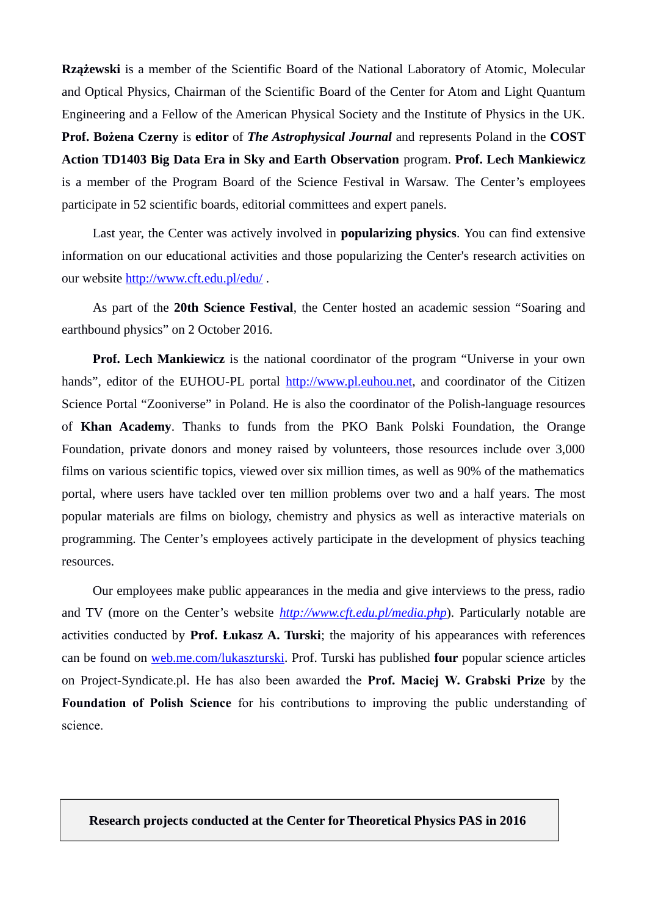**Rzążewski** is a member of the Scientific Board of the National Laboratory of Atomic, Molecular and Optical Physics, Chairman of the Scientific Board of the Center for Atom and Light Quantum Engineering and a Fellow of the American Physical Society and the Institute of Physics in the UK. **Prof. Bożena Czerny** is **editor** of ***The Astrophysical Journal*** and represents Poland in the **COST Action TD1403 Big Data Era in Sky and Earth Observation** program. **Prof. Lech Mankiewicz** is a member of the Program Board of the Science Festival in Warsaw. The Center's employees participate in 52 scientific boards, editorial committees and expert panels.

Last year, the Center was actively involved in **popularizing physics**. You can find extensive information on our educational activities and those popularizing the Center's research activities on our website [http://www.cft.edu.pl/edu/](http://www.cft.edu.pl/edu/) .

As part of the **20th Science Festival**, the Center hosted an academic session "Soaring and earthbound physics" on 2 October 2016.

**Prof. Lech Mankiewicz** is the national coordinator of the program "Universe in your own hands", editor of the EUHOU-PL portal [http://www.pl.euhou.net](http://www.pl.euhou.net), and coordinator of the Citizen Science Portal "Zooniverse" in Poland. He is also the coordinator of the Polish-language resources of **Khan Academy**. Thanks to funds from the PKO Bank Polski Foundation, the Orange Foundation, private donors and money raised by volunteers, those resources include over 3,000 films on various scientific topics, viewed over six million times, as well as 90% of the mathematics portal, where users have tackled over ten million problems over two and a half years. The most popular materials are films on biology, chemistry and physics as well as interactive materials on programming. The Center's employees actively participate in the development of physics teaching resources.

Our employees make public appearances in the media and give interviews to the press, radio and TV (more on the Center's website *[http://www.cft.edu.pl/media.php](http://www.cft.edu.pl/media.php)*). Particularly notable are activities conducted by **Prof. Łukasz A. Turski**; the majority of his appearances with references can be found on [web.me.com/lukaszturski](web.me.com/lukaszturski). Prof. Turski has published **four** popular science articles on Project-Syndicate.pl. He has also been awarded the **Prof. Maciej W. Grabski Prize** by the **Foundation of Polish Science** for his contributions to improving the public understanding of science.

## Research projects conducted at the Center for Theoretical Physics PAS in 2016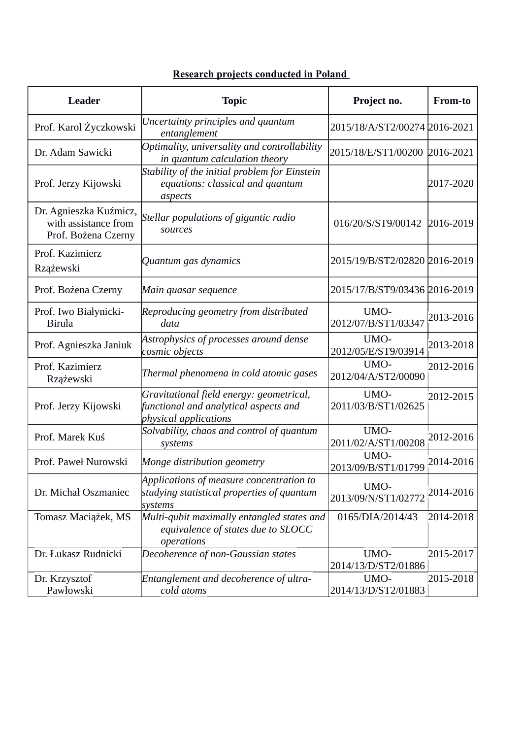**Research projects conducted in Poland**

| Leader | Topic | Project no. | From-to |
|---|---|---|---|
| Prof. Karol Życzkowski | *Uncertainty principles and quantum entanglement* | 2015/18/A/ST2/00274 | 2016-2021 |
| Dr. Adam Sawicki | *Optimality, universality and controllability in quantum calculation theory* | 2015/18/E/ST1/00200 | 2016-2021 |
| Prof. Jerzy Kijowski | *Stability of the initial problem for Einstein equations: classical and quantum aspects* | | 2017-2020 |
| Dr. Agnieszka Kuźmicz, with assistance from Prof. Bożena Czerny | *Stellar populations of gigantic radio sources* | 016/20/S/ST9/00142 | 2016-2019 |
| Prof. Kazimierz Rzążewski | *Quantum gas dynamics* | 2015/19/B/ST2/02820 | 2016-2019 |
| Prof. Bożena Czerny | *Main quasar sequence* | 2015/17/B/ST9/03436 | 2016-2019 |
| Prof. Iwo Białynicki-Birula | *Reproducing geometry from distributed data* | UMO-2012/07/B/ST1/03347 | 2013-2016 |
| Prof. Agnieszka Janiuk | *Astrophysics of processes around dense cosmic objects* | UMO-2012/05/E/ST9/03914 | 2013-2018 |
| Prof. Kazimierz Rzążewski | *Thermal phenomena in cold atomic gases* | UMO-2012/04/A/ST2/00090 | 2012-2016 |
| Prof. Jerzy Kijowski | *Gravitational field energy: geometrical, functional and analytical aspects and physical applications* | UMO-2011/03/B/ST1/02625 | 2012-2015 |
| Prof. Marek Kuś | *Solvability, chaos and control of quantum systems* | UMO-2011/02/A/ST1/00208 | 2012-2016 |
| Prof. Paweł Nurowski | *Monge distribution geometry* | UMO-2013/09/B/ST1/01799 | 2014-2016 |
| Dr. Michał Oszmaniec | *Applications of measure concentration to studying statistical properties of quantum systems* | UMO-2013/09/N/ST1/02772 | 2014-2016 |
| Tomasz Maciążek, MS | *Multi-qubit maximally entangled states and equivalence of states due to SLOCC operations* | 0165/DIA/2014/43 | 2014-2018 |
| Dr. Łukasz Rudnicki | *Decoherence of non-Gaussian states* | UMO-2014/13/D/ST2/01886 | 2015-2017 |
| Dr. Krzysztof Pawłowski | *Entanglement and decoherence of ultra-cold atoms* | UMO-2014/13/D/ST2/01883 | 2015-2018 |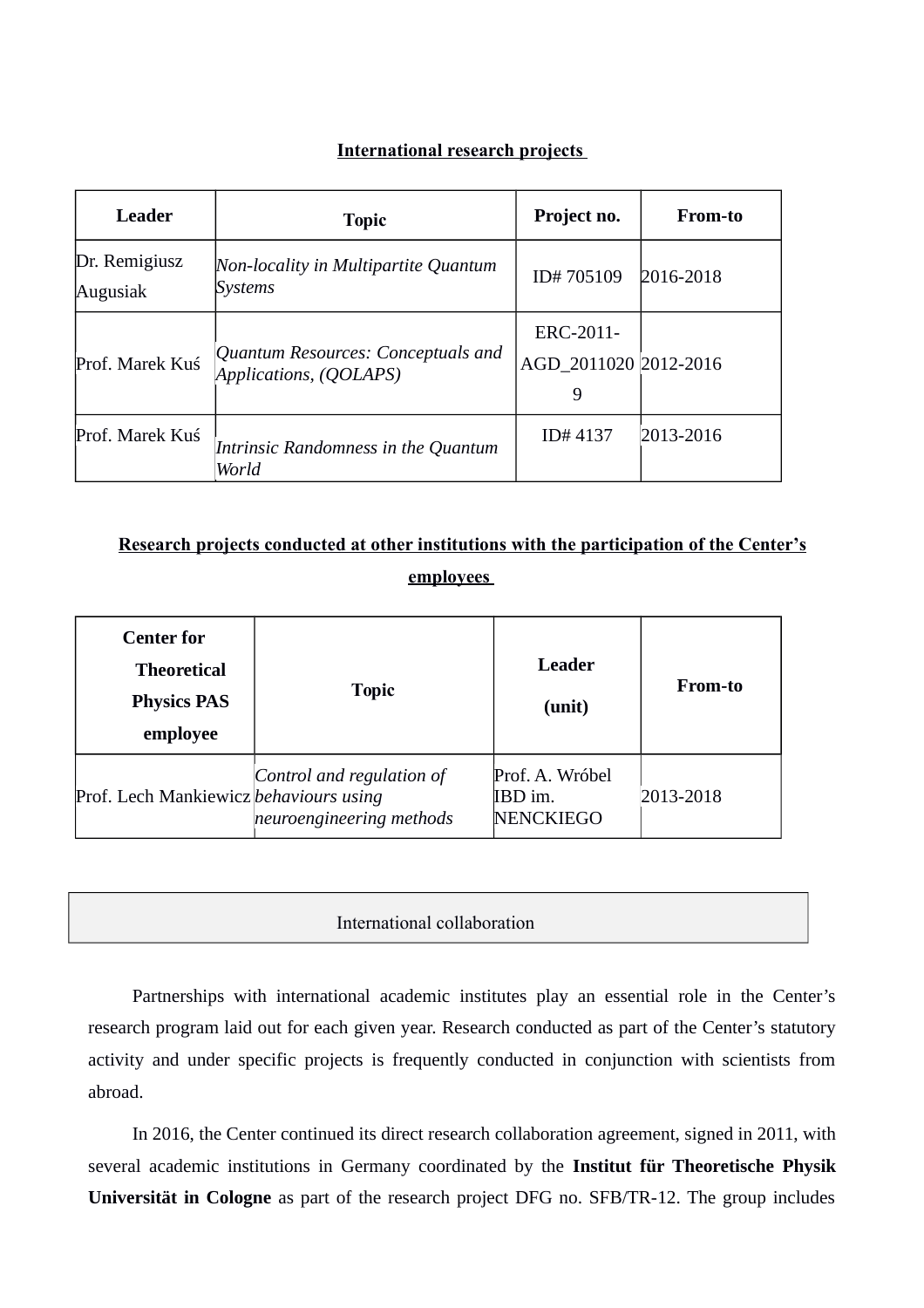## International research projects

| Leader | Topic | Project no. | From-to |
| --- | --- | --- | --- |
| Dr. Remigiusz Augusiak | *Non-locality in Multipartite Quantum Systems* | ID# 705109 | 2016-2018 |
| Prof. Marek Kuś | *Quantum Resources: Conceptuals and Applications, (QOLAPS)* | ERC-2011-AGD_20110209 | 2012-2016 |
| Prof. Marek Kuś | *Intrinsic Randomness in the Quantum World* | ID# 4137 | 2013-2016 |

## Research projects conducted at other institutions with the participation of the Center's employees

| Center for Theoretical Physics PAS employee | Topic | Leader (unit) | From-to |
| --- | --- | --- | --- |
| Prof. Lech Mankiewicz | *Control and regulation of behaviours using neuroengineering methods* | Prof. A. Wróbel IBD im. NENCKIEGO | 2013-2018 |

## International collaboration

Partnerships with international academic institutes play an essential role in the Center's research program laid out for each given year. Research conducted as part of the Center's statutory activity and under specific projects is frequently conducted in conjunction with scientists from abroad.

In 2016, the Center continued its direct research collaboration agreement, signed in 2011, with several academic institutions in Germany coordinated by the **Institut für Theoretische Physik Universität in Cologne** as part of the research project DFG no. SFB/TR-12. The group includes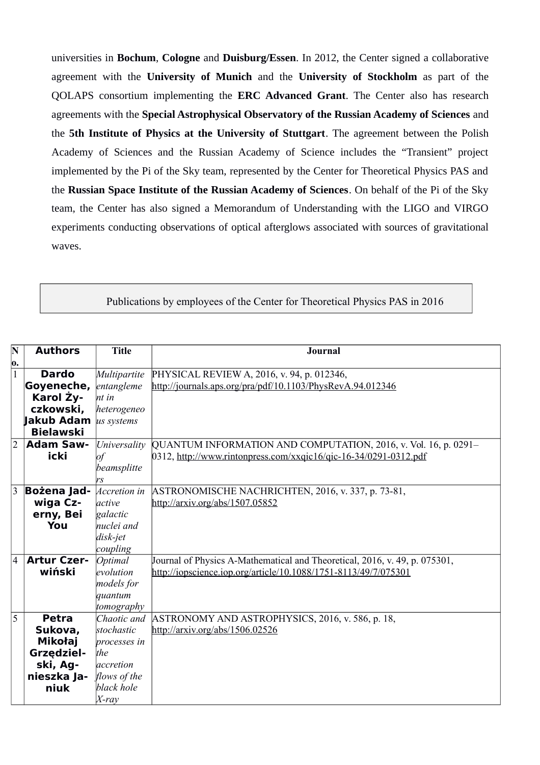universities in **Bochum**, **Cologne** and **Duisburg/Essen**. In 2012, the Center signed a collaborative agreement with the **University of Munich** and the **University of Stockholm** as part of the QOLAPS consortium implementing the **ERC Advanced Grant**. The Center also has research agreements with the **Special Astrophysical Observatory of the Russian Academy of Sciences** and the **5th Institute of Physics at the University of Stuttgart**. The agreement between the Polish Academy of Sciences and the Russian Academy of Science includes the “Transient” project implemented by the Pi of the Sky team, represented by the Center for Theoretical Physics PAS and the **Russian Space Institute of the Russian Academy of Sciences**. On behalf of the Pi of the Sky team, the Center has also signed a Memorandum of Understanding with the LIGO and VIRGO experiments conducting observations of optical afterglows associated with sources of gravitational waves.

## Publications by employees of the Center for Theoretical Physics PAS in 2016

| No. | Authors | Title | Journal |
|---|---|---|---|
| 1 | **Dardo Goyeneche, Karol Życzkowski, Jakub Adam Bielawski** | *Multipartite entanglement in heterogeneous systems* | PHYSICAL REVIEW A, 2016, v. 94, p. 012346, http://journals.aps.org/pra/pdf/10.1103/PhysRevA.94.012346 |
| 2 | **Adam Sawicki** | *Universality of beamsplitters* | QUANTUM INFORMATION AND COMPUTATION, 2016, v. Vol. 16, p. 0291–0312, http://www.rintonpress.com/xxqic16/qic-16-34/0291-0312.pdf |
| 3 | **Bożena Jadwiga Czerny, Bei You** | *Accretion in active galactic nuclei and disk-jet coupling* | ASTRONOMISCHE NACHRICHTEN, 2016, v. 337, p. 73-81, http://arxiv.org/abs/1507.05852 |
| 4 | **Artur Czerwiński** | *Optimal evolution models for quantum tomography* | Journal of Physics A-Mathematical and Theoretical, 2016, v. 49, p. 075301, http://iopscience.iop.org/article/10.1088/1751-8113/49/7/075301 |
| 5 | **Petra Sukova, Mikołaj Grzędzielski, Agnieszka Janiuk** | *Chaotic and stochastic processes in the accretion flows of the black hole X-ray* | ASTRONOMY AND ASTROPHYSICS, 2016, v. 586, p. 18, http://arxiv.org/abs/1506.02526 |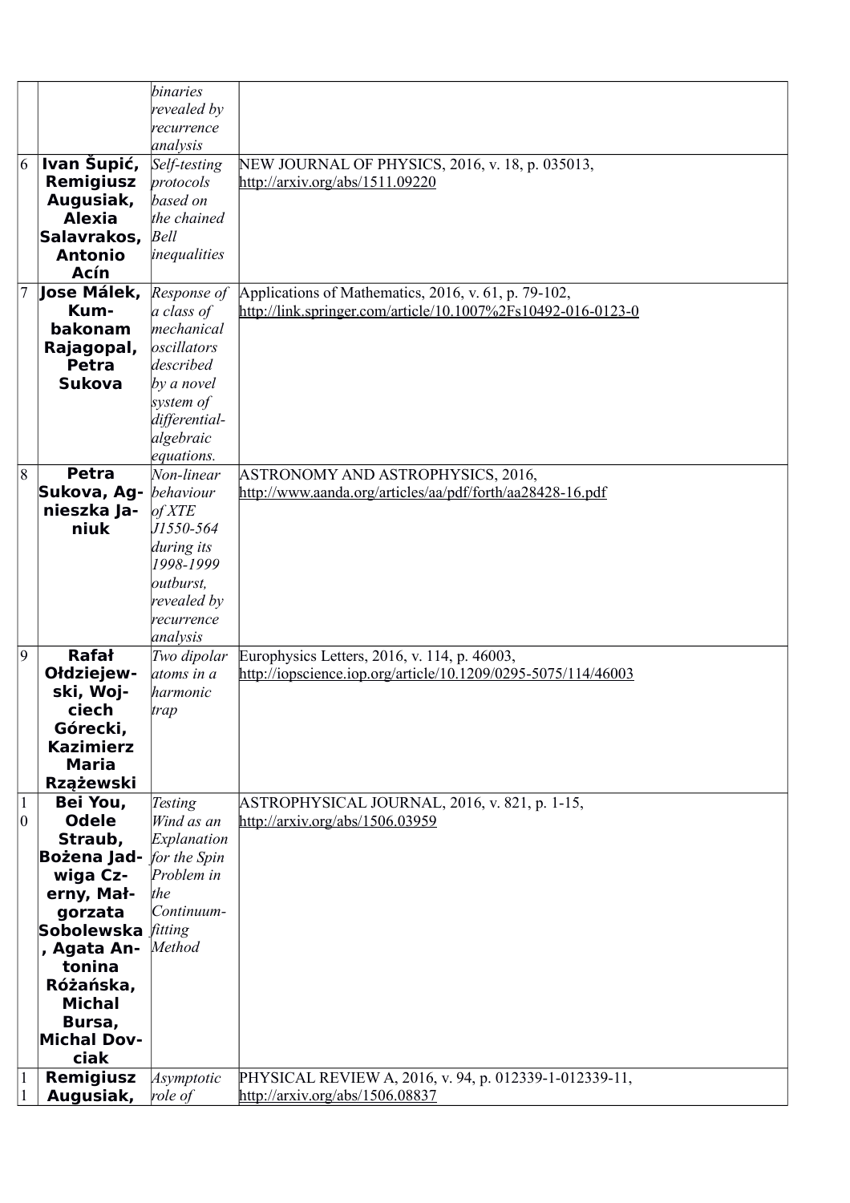| | | | |
|---|---|---|---|
| | | *binaries revealed by recurrence analysis* | |
| 6 | **Ivan Šupić, Remigiusz Augusiak, Alexia Salavrakos, Antonio Acín** | *Self-testing protocols based on the chained Bell inequalities* | NEW JOURNAL OF PHYSICS, 2016, v. 18, p. 035013, http://arxiv.org/abs/1511.09220 |
| 7 | **Jose Málek, Kumbakonam Rajagopal, Petra Sukova** | *Response of a class of mechanical oscillators described by a novel system of differential-algebraic equations.* | Applications of Mathematics, 2016, v. 61, p. 79-102, http://link.springer.com/article/10.1007%2Fs10492-016-0123-0 |
| 8 | **Petra Sukova, Agnieszka Janiuk** | *Non-linear behaviour of XTE J1550-564 during its 1998-1999 outburst, revealed by recurrence analysis* | ASTRONOMY AND ASTROPHYSICS, 2016, http://www.aanda.org/articles/aa/pdf/forth/aa28428-16.pdf |
| 9 | **Rafał Ołdziejewski, Wojciech Górecki, Kazimierz Maria Rzążewski** | *Two dipolar atoms in a harmonic trap* | Europhysics Letters, 2016, v. 114, p. 46003, http://iopscience.iop.org/article/10.1209/0295-5075/114/46003 |
| 10 | **Bei You, Odele Straub, Bożena Jadwiga Czerny, Małgorzata Sobolewska, Agata Antonina Różańska, Michal Bursa, Michal Dovciak** | *Testing Wind as an Explanation for the Spin Problem in the Continuum-fitting Method* | ASTROPHYSICAL JOURNAL, 2016, v. 821, p. 1-15, http://arxiv.org/abs/1506.03959 |
| 11 | **Remigiusz Augusiak,** | *Asymptotic role of* | PHYSICAL REVIEW A, 2016, v. 94, p. 012339-1-012339-11, http://arxiv.org/abs/1506.08837 |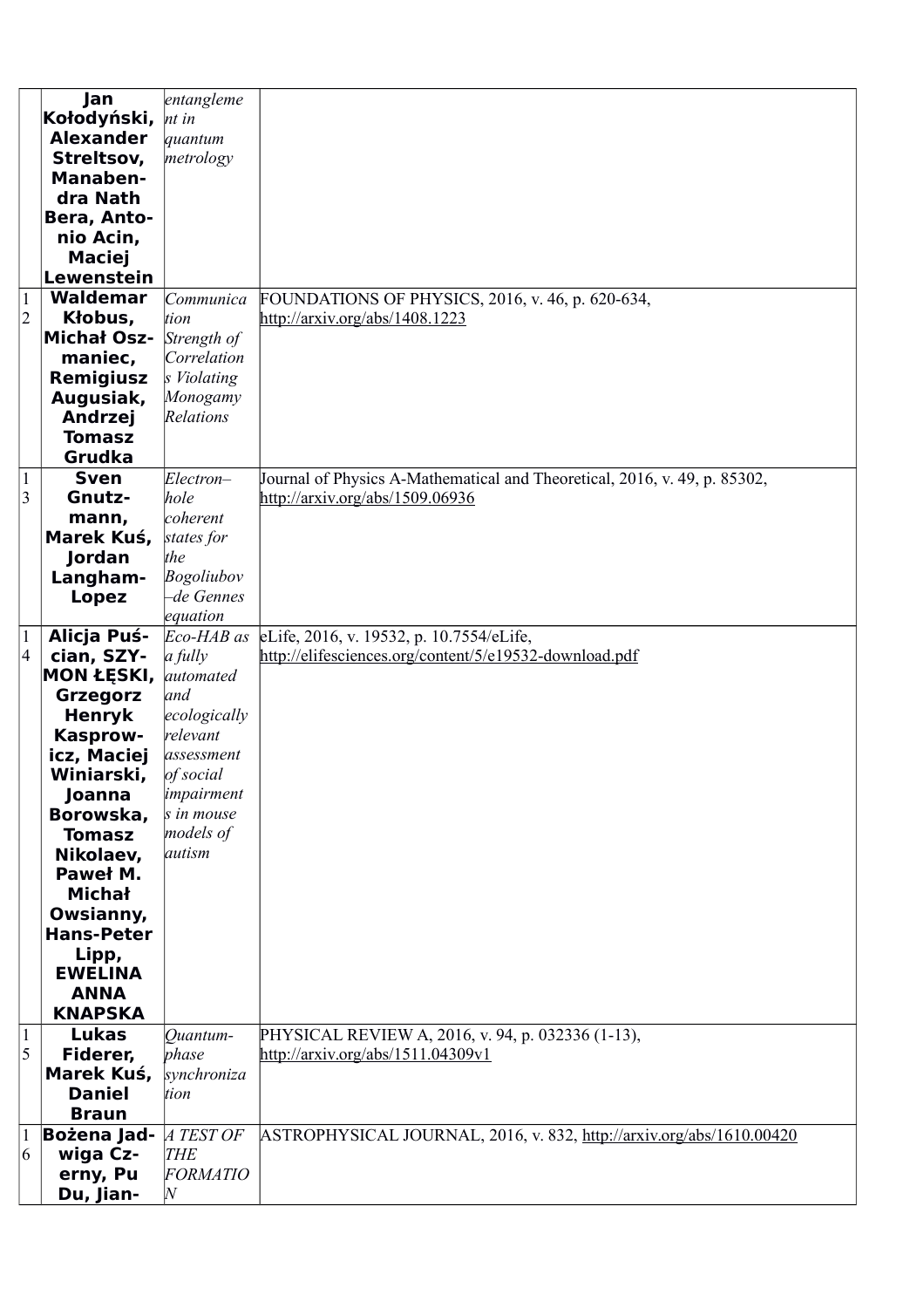| | **Jan Kołodyński, Alexander Streltsov, Manabendra Nath Bera, Antonio Acin, Maciej Lewenstein** | *entanglement in quantum metrology* | |
|---|---|---|---|
| 12 | **Waldemar Kłobus, Michał Oszmaniec, Remigiusz Augusiak, Andrzej Tomasz Grudka** | *Communication Strength of Correlations Violating Monogamy Relations* | FOUNDATIONS OF PHYSICS, 2016, v. 46, p. 620-634, http://arxiv.org/abs/1408.1223 |
| 13 | **Sven Gnutzmann, Marek Kuś, Jordan Langham-Lopez** | *Electron–hole coherent states for the Bogoliubov–de Gennes equation* | Journal of Physics A-Mathematical and Theoretical, 2016, v. 49, p. 85302, http://arxiv.org/abs/1509.06936 |
| 14 | **Alicja Puścian, SZYMON ŁĘSKI, Grzegorz Henryk Kasprowicz, Maciej Winiarski, Joanna Borowska, Tomasz Nikolaev, Paweł M. Michał Owsianny, Hans-Peter Lipp, EWELINA ANNA KNAPSKA** | *Eco-HAB as a fully automated and ecologically relevant assessment of social impairments in mouse models of autism* | eLife, 2016, v. 19532, p. 10.7554/eLife, http://elifesciences.org/content/5/e19532-download.pdf |
| 15 | **Lukas Fiderer, Marek Kuś, Daniel Braun** | *Quantum-phase synchronization* | PHYSICAL REVIEW A, 2016, v. 94, p. 032336 (1-13), http://arxiv.org/abs/1511.04309v1 |
| 16 | **Bożena Jadwiga Czerny, Pu Du, Jian-** | *A TEST OF THE FORMATION* | ASTROPHYSICAL JOURNAL, 2016, v. 832, http://arxiv.org/abs/1610.00420 |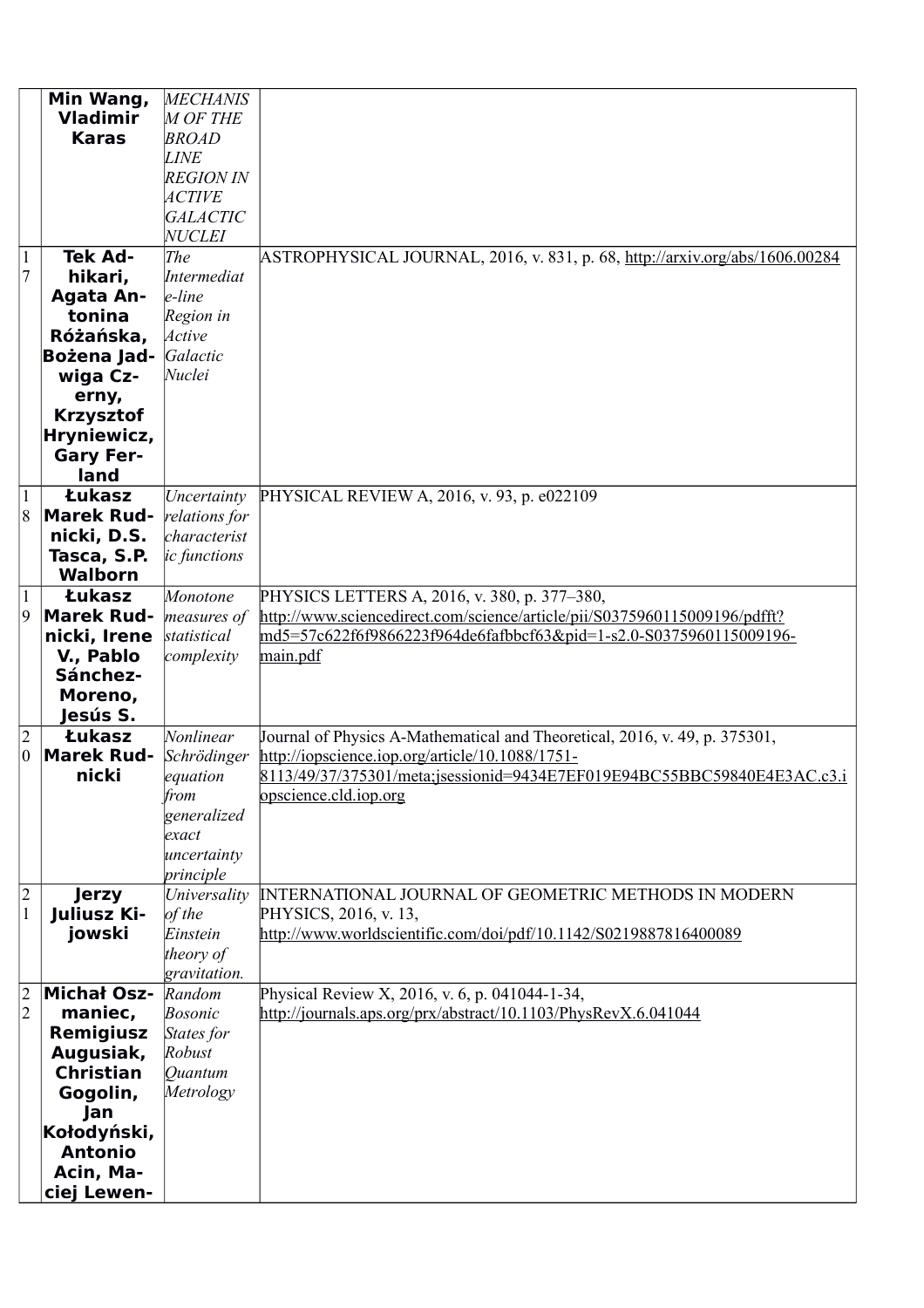|  |  |  |  |
|---|---|---|---|
|  | **Min Wang, Vladimir Karas** | *MECHANISM OF THE BROAD LINE REGION IN ACTIVE GALACTIC NUCLEI* |  |
| 17 | **Tek Adhikari, Agata Antonina Różańska, Bożena Jadwiga Czerny, Krzysztof Hryniewicz, Gary Ferland** | *The Intermediate-line Region in Active Galactic Nuclei* | ASTROPHYSICAL JOURNAL, 2016, v. 831, p. 68, http://arxiv.org/abs/1606.00284 |
| 18 | **Łukasz Marek Rudnicki, D.S. Tasca, S.P. Walborn** | *Uncertainty relations for characteristic functions* | PHYSICAL REVIEW A, 2016, v. 93, p. e022109 |
| 19 | **Łukasz Marek Rudnicki, Irene V., Pablo Sánchez-Moreno, Jesús S.** | *Monotone measures of statistical complexity* | PHYSICS LETTERS A, 2016, v. 380, p. 377–380, http://www.sciencedirect.com/science/article/pii/S0375960115009196/pdfft?md5=57c622f6f9866223f964de6fafbbcf63&pid=1-s2.0-S0375960115009196-main.pdf |
| 20 | **Łukasz Marek Rudnicki** | *Nonlinear Schrödinger equation from generalized exact uncertainty principle* | Journal of Physics A-Mathematical and Theoretical, 2016, v. 49, p. 375301, http://iopscience.iop.org/article/10.1088/1751-8113/49/37/375301/meta;jsessionid=9434E7EF019E94BC55BBC59840E4E3AC.c3.iopscience.cld.iop.org |
| 21 | **Jerzy Juliusz Kijowski** | *Universality of the Einstein theory of gravitation.* | INTERNATIONAL JOURNAL OF GEOMETRIC METHODS IN MODERN PHYSICS, 2016, v. 13, http://www.worldscientific.com/doi/pdf/10.1142/S0219887816400089 |
| 22 | **Michał Oszmaniec, Remigiusz Augusiak, Christian Gogolin, Jan Kołodyński, Antonio Acin, Maciej Lewen-** | *Random Bosonic States for Robust Quantum Metrology* | Physical Review X, 2016, v. 6, p. 041044-1-34, http://journals.aps.org/prx/abstract/10.1103/PhysRevX.6.041044 |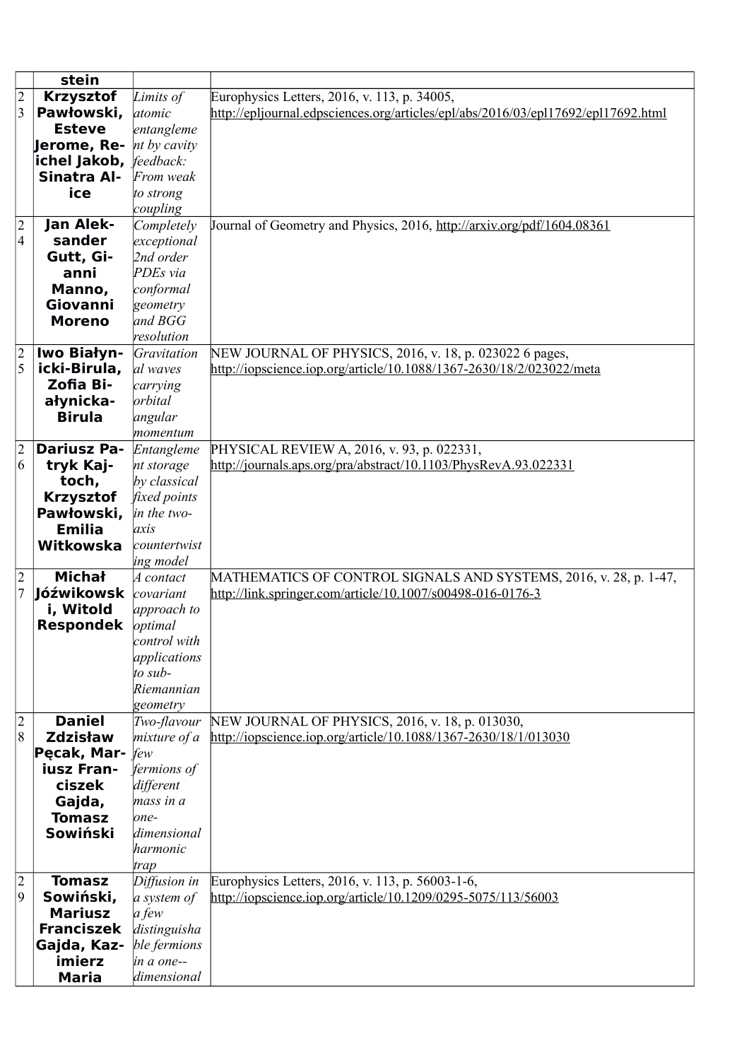| | stein | | |
|---|---|---|---|
| 23 | **Krzysztof Pawłowski, Esteve Jerome, Reichel Jakob, Sinatra Alice** | *Limits of atomic entanglement by cavity feedback: From weak to strong coupling* | Europhysics Letters, 2016, v. 113, p. 34005, http://epljournal.edpsciences.org/articles/epl/abs/2016/03/epl17692/epl17692.html |
| 24 | **Jan Aleksander Gutt, Gianni Manno, Giovanni Moreno** | *Completely exceptional 2nd order PDEs via conformal geometry and BGG resolution* | Journal of Geometry and Physics, 2016, http://arxiv.org/pdf/1604.08361 |
| 25 | **Iwo Białynicki-Birula, Zofia Białynicka-Birula** | *Gravitational waves carrying orbital angular momentum* | NEW JOURNAL OF PHYSICS, 2016, v. 18, p. 023022 6 pages, http://iopscience.iop.org/article/10.1088/1367-2630/18/2/023022/meta |
| 26 | **Dariusz Patryk Kajtoch, Krzysztof Pawłowski, Emilia Witkowska** | *Entanglement storage by classical fixed points in the two-axis countertwisting model* | PHYSICAL REVIEW A, 2016, v. 93, p. 022331, http://journals.aps.org/pra/abstract/10.1103/PhysRevA.93.022331 |
| 27 | **Michał Jóźwikowski, Witold Respondek** | *A contact covariant approach to optimal control with applications to sub-Riemannian geometry* | MATHEMATICS OF CONTROL SIGNALS AND SYSTEMS, 2016, v. 28, p. 1-47, http://link.springer.com/article/10.1007/s00498-016-0176-3 |
| 28 | **Daniel Zdzisław Pęcak, Mariusz Franciszek Gajda, Tomasz Sowiński** | *Two-flavour mixture of a few fermions of different mass in a one-dimensional harmonic trap* | NEW JOURNAL OF PHYSICS, 2016, v. 18, p. 013030, http://iopscience.iop.org/article/10.1088/1367-2630/18/1/013030 |
| 29 | **Tomasz Sowiński, Mariusz Franciszek Gajda, Kazimierz Maria** | *Diffusion in a system of a few distinguishable fermions in a one--dimensional* | Europhysics Letters, 2016, v. 113, p. 56003-1-6, http://iopscience.iop.org/article/10.1209/0295-5075/113/56003 |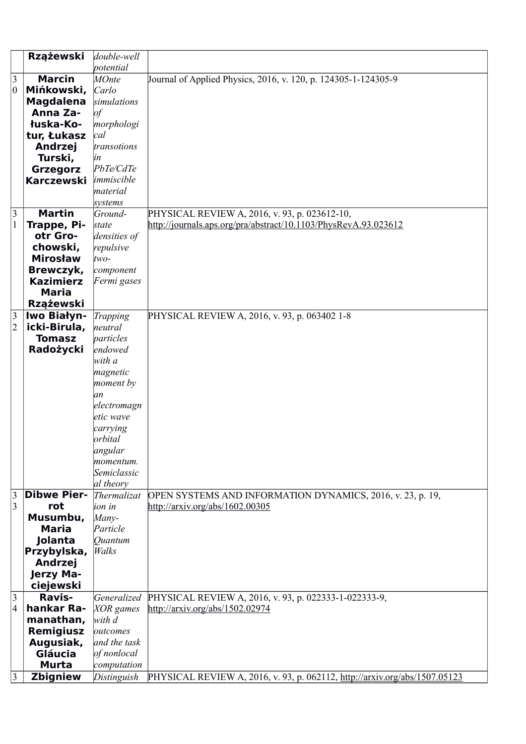| | | | |
|---|---|---|---|
| | **Rzążewski** | *double-well potential* | |
| 30 | **Marcin Mińkowski, Magdalena Anna Załuska-Kotur, Łukasz Andrzej Turski, Grzegorz Karczewski** | *MOnte Carlo simulations of morphological transotions in PbTe/CdTe immiscible material systems* | Journal of Applied Physics, 2016, v. 120, p. 124305-1-124305-9 |
| 31 | **Martin Trappe, Piotr Grochowski, Mirosław Brewczyk, Kazimierz Maria Rzążewski** | *Ground-state densities of repulsive two-component Fermi gases* | PHYSICAL REVIEW A, 2016, v. 93, p. 023612-10, http://journals.aps.org/pra/abstract/10.1103/PhysRevA.93.023612 |
| 32 | **Iwo Białynicki-Birula, Tomasz Radożycki** | *Trapping neutral particles endowed with a magnetic moment by an electromagnetic wave carrying orbital angular momentum. Semiclassical theory* | PHYSICAL REVIEW A, 2016, v. 93, p. 063402 1-8 |
| 33 | **Dibwe Pierrot Musumbu, Maria Jolanta Przybylska, Andrzej Jerzy Maciejewski** | *Thermalization in Many-Particle Quantum Walks* | OPEN SYSTEMS AND INFORMATION DYNAMICS, 2016, v. 23, p. 19, http://arxiv.org/abs/1602.00305 |
| 34 | **Ravishankar Ramanathan, Remigiusz Augusiak, Gláucia Murta** | *Generalized XOR games with d outcomes and the task of nonlocal computation* | PHYSICAL REVIEW A, 2016, v. 93, p. 022333-1-022333-9, http://arxiv.org/abs/1502.02974 |
| 3 | **Zbigniew** | *Distinguish* | PHYSICAL REVIEW A, 2016, v. 93, p. 062112, http://arxiv.org/abs/1507.05123 |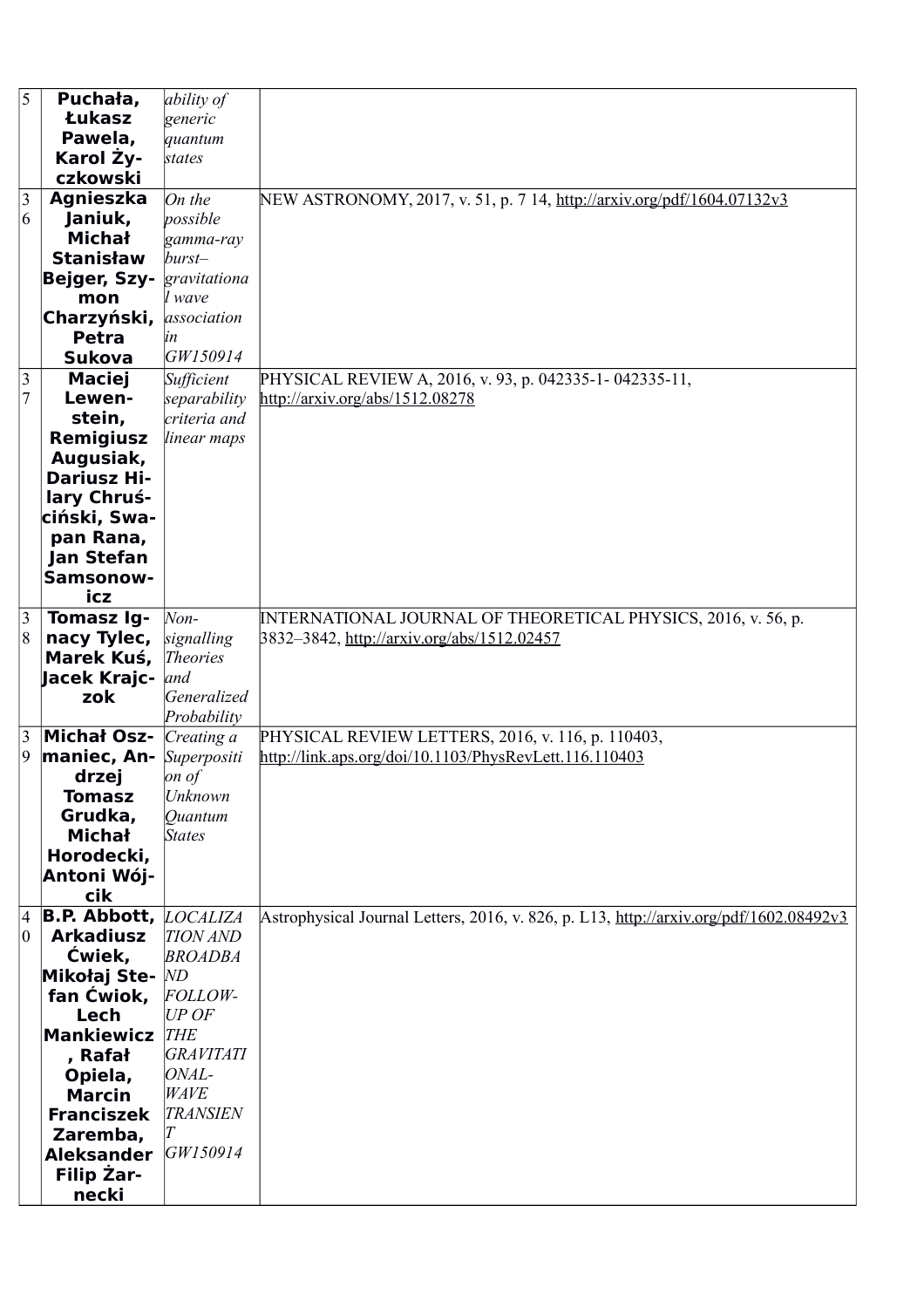| 35 | Puchała, Łukasz Pawela, Karol Życzkowski | *ability of generic quantum states* | |
|---|---|---|---|
| 36 | **Agnieszka Janiuk, Michał Stanisław Bejger, Szymon Charzyński, Petra Sukova** | *On the possible gamma-ray burst–gravitational wave association in GW150914* | NEW ASTRONOMY, 2017, v. 51, p. 7 14, http://arxiv.org/pdf/1604.07132v3 |
| 37 | **Maciej Lewenstein, Remigiusz Augusiak, Dariusz Hilary Chruściński, Swapan Rana, Jan Stefan Samsonowicz** | *Sufficient separability criteria and linear maps* | PHYSICAL REVIEW A, 2016, v. 93, p. 042335-1- 042335-11, http://arxiv.org/abs/1512.08278 |
| 38 | **Tomasz Ignacy Tylec, Marek Kuś, Jacek Krajczok** | *Non-signalling Theories and Generalized Probability* | INTERNATIONAL JOURNAL OF THEORETICAL PHYSICS, 2016, v. 56, p. 3832–3842, http://arxiv.org/abs/1512.02457 |
| 39 | **Michał Oszmaniec, Andrzej Tomasz Grudka, Michał Horodecki, Antoni Wójcik** | *Creating a Superposition of Unknown Quantum States* | PHYSICAL REVIEW LETTERS, 2016, v. 116, p. 110403, http://link.aps.org/doi/10.1103/PhysRevLett.116.110403 |
| 40 | **B.P. Abbott, Arkadiusz Ćwiek, Mikołaj Stefan Ćwiok, Lech Mankiewicz, Rafał Opiela, Marcin Franciszek Zaremba, Aleksander Filip Żarnecki** | *LOCALIZATION AND BROADBAND FOLLOW-UP OF THE GRAVITATIONAL-WAVE TRANSIENT GW150914* | Astrophysical Journal Letters, 2016, v. 826, p. L13, http://arxiv.org/pdf/1602.08492v3 |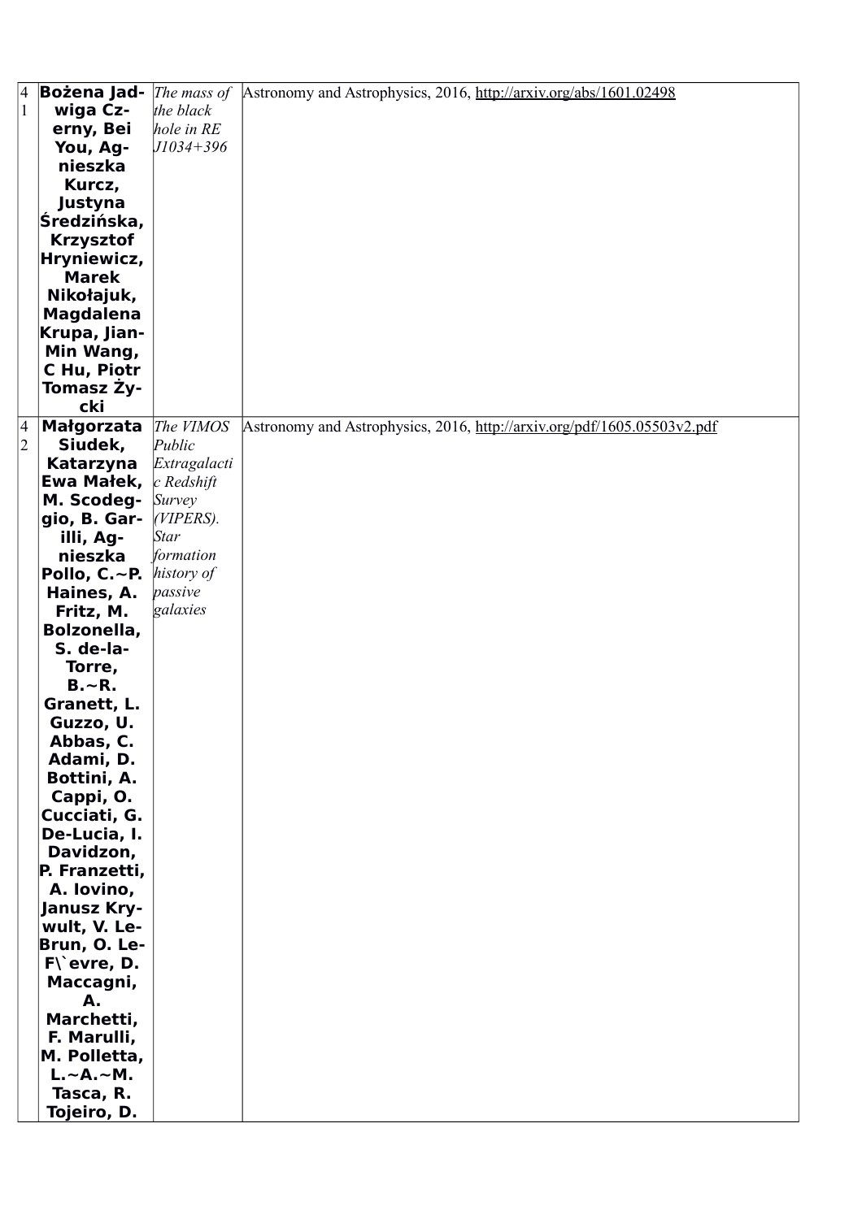| | | | |
|---|---|---|---|
| 41 | **Bożena Jadwiga Czerny, Bei You, Agnieszka Kurcz, Justyna Średzińska, Krzysztof Hryniewicz, Marek Nikołajuk, Magdalena Krupa, Jian-Min Wang, C Hu, Piotr Tomasz Życki** | *The mass of the black hole in RE J1034+396* | Astronomy and Astrophysics, 2016, http://arxiv.org/abs/1601.02498 |
| 42 | **Małgorzata Siudek, Katarzyna Ewa Małek, M. Scodeggio, B. Garilli, Agnieszka Pollo, C.~P. Haines, A. Fritz, M. Bolzonella, S. de-la-Torre, B.~R. Granett, L. Guzzo, U. Abbas, C. Adami, D. Bottini, A. Cappi, O. Cucciati, G. De-Lucia, I. Davidzon, P. Franzetti, A. Iovino, Janusz Krywult, V. Le-Brun, O. Le-F\`evre, D. Maccagni, A. Marchetti, F. Marulli, M. Polletta, L.~A.~M. Tasca, R. Tojeiro, D.** | *The VIMOS Public Extragalactic Redshift Survey (VIPERS). Star formation history of passive galaxies* | Astronomy and Astrophysics, 2016, http://arxiv.org/pdf/1605.05503v2.pdf |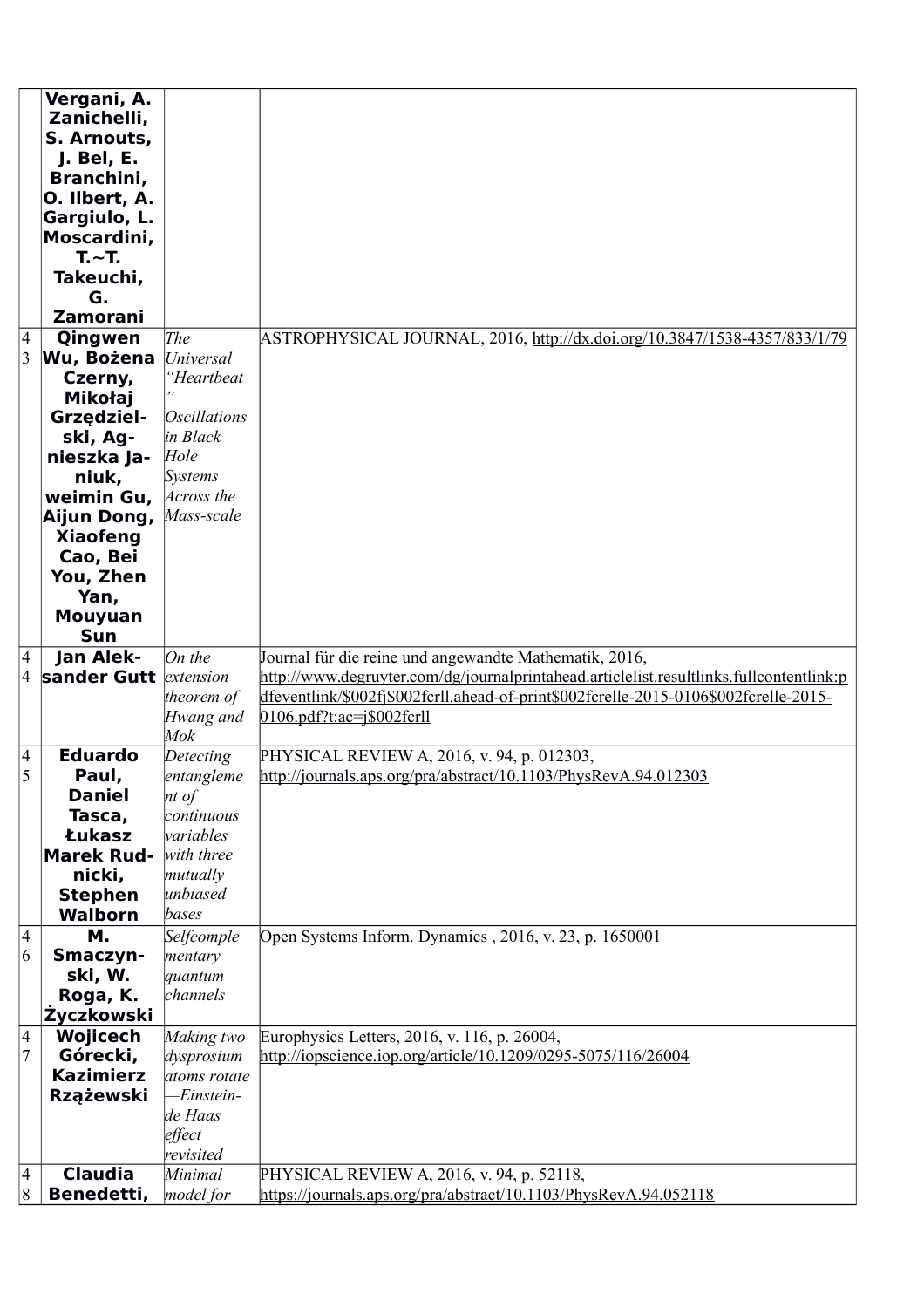|  | **Vergani, A. Zanichelli, S. Arnouts, J. Bel, E. Branchini, O. Ilbert, A. Gargiulo, L. Moscardini, T.~T. Takeuchi, G. Zamorani** |  |  |
|---|---|---|---|
| 43 | **Qingwen Wu, Bożena Czerny, Mikołaj Grzędziel-ski, Ag-nieszka Ja-niuk, weimin Gu, Aijun Dong, Xiaofeng Cao, Bei You, Zhen Yan, Mouyuan Sun** | *The Universal "Heartbeat" Oscillations in Black Hole Systems Across the Mass-scale* | ASTROPHYSICAL JOURNAL, 2016, http://dx.doi.org/10.3847/1538-4357/833/1/79 |
| 44 | **Jan Alek-sander Gutt** | *On the extension theorem of Hwang and Mok* | Journal für die reine und angewandte Mathematik, 2016, http://www.degruyter.com/dg/journalprintahead.articlelist.resultlinks.fullcontentlink:pdfeventlink/$002fj$002fcrll.ahead-of-print$002fcrelle-2015-0106$002fcrelle-2015-0106.pdf?t:ac=j$002fcrll |
| 45 | **Eduardo Paul, Daniel Tasca, Łukasz Marek Rud-nicki, Stephen Walborn** | *Detecting entanglement of continuous variables with three mutually unbiased bases* | PHYSICAL REVIEW A, 2016, v. 94, p. 012303, http://journals.aps.org/pra/abstract/10.1103/PhysRevA.94.012303 |
| 46 | **M. Smaczyn-ski, W. Roga, K. Życzkowski** | *Selfcomplementary quantum channels* | Open Systems Inform. Dynamics , 2016, v. 23, p. 1650001 |
| 47 | **Wojicech Górecki, Kazimierz Rzążewski** | *Making two dysprosium atoms rotate —Einstein-de Haas effect revisited* | Europhysics Letters, 2016, v. 116, p. 26004, http://iopscience.iop.org/article/10.1209/0295-5075/116/26004 |
| 48 | **Claudia Benedetti,** | *Minimal model for* | PHYSICAL REVIEW A, 2016, v. 94, p. 52118, https://journals.aps.org/pra/abstract/10.1103/PhysRevA.94.052118 |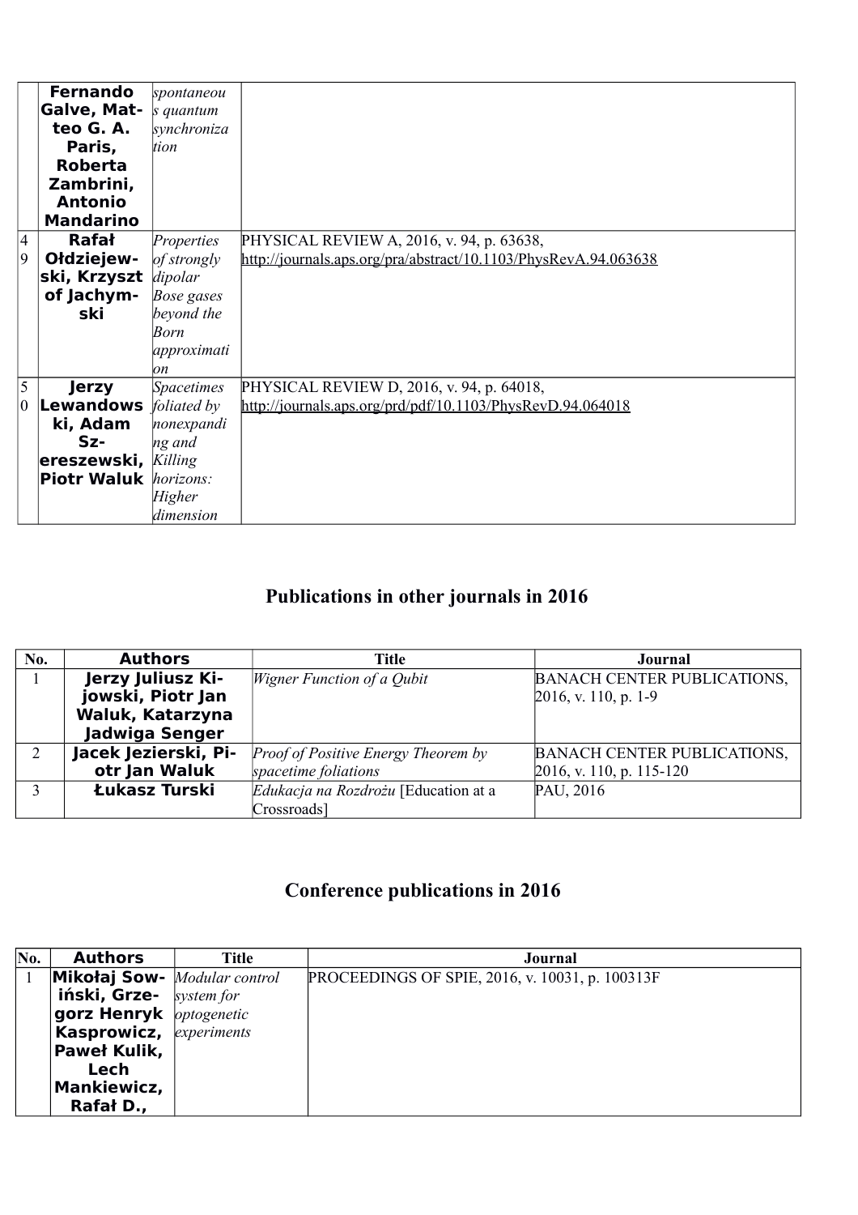|  | Fernando Galve, Matteo G. A. Paris, Roberta Zambrini, Antonio Mandarino | *spontaneous quantum synchronization* |  |
|---|---|---|---|
| 49 | **Rafał Ołdziejewski, Krzysztof Jachymski** | *Properties of strongly dipolar Bose gases beyond the Born approximation* | PHYSICAL REVIEW A, 2016, v. 94, p. 63638, http://journals.aps.org/pra/abstract/10.1103/PhysRevA.94.063638 |
| 50 | **Jerzy Lewandowski, Adam Szereszewski, Piotr Waluk** | *Spacetimes foliated by nonexpanding and Killing horizons: Higher dimension* | PHYSICAL REVIEW D, 2016, v. 94, p. 64018, http://journals.aps.org/prd/pdf/10.1103/PhysRevD.94.064018 |

## Publications in other journals in 2016

| No. | Authors | Title | Journal |
|---|---|---|---|
| 1 | **Jerzy Juliusz Kijowski, Piotr Jan Waluk, Katarzyna Jadwiga Senger** | *Wigner Function of a Qubit* | BANACH CENTER PUBLICATIONS, 2016, v. 110, p. 1-9 |
| 2 | **Jacek Jezierski, Piotr Jan Waluk** | *Proof of Positive Energy Theorem by spacetime foliations* | BANACH CENTER PUBLICATIONS, 2016, v. 110, p. 115-120 |
| 3 | **Łukasz Turski** | *Edukacja na Rozdrożu* [Education at a Crossroads] | PAU, 2016 |

## Conference publications in 2016

| No. | Authors | Title | Journal |
|---|---|---|---|
| 1 | **Mikołaj Sowiński, Grzegorz Henryk Kasprowicz, Paweł Kulik, Lech Mankiewicz, Rafał D.,** | *Modular control system for optogenetic experiments* | PROCEEDINGS OF SPIE, 2016, v. 10031, p. 100313F |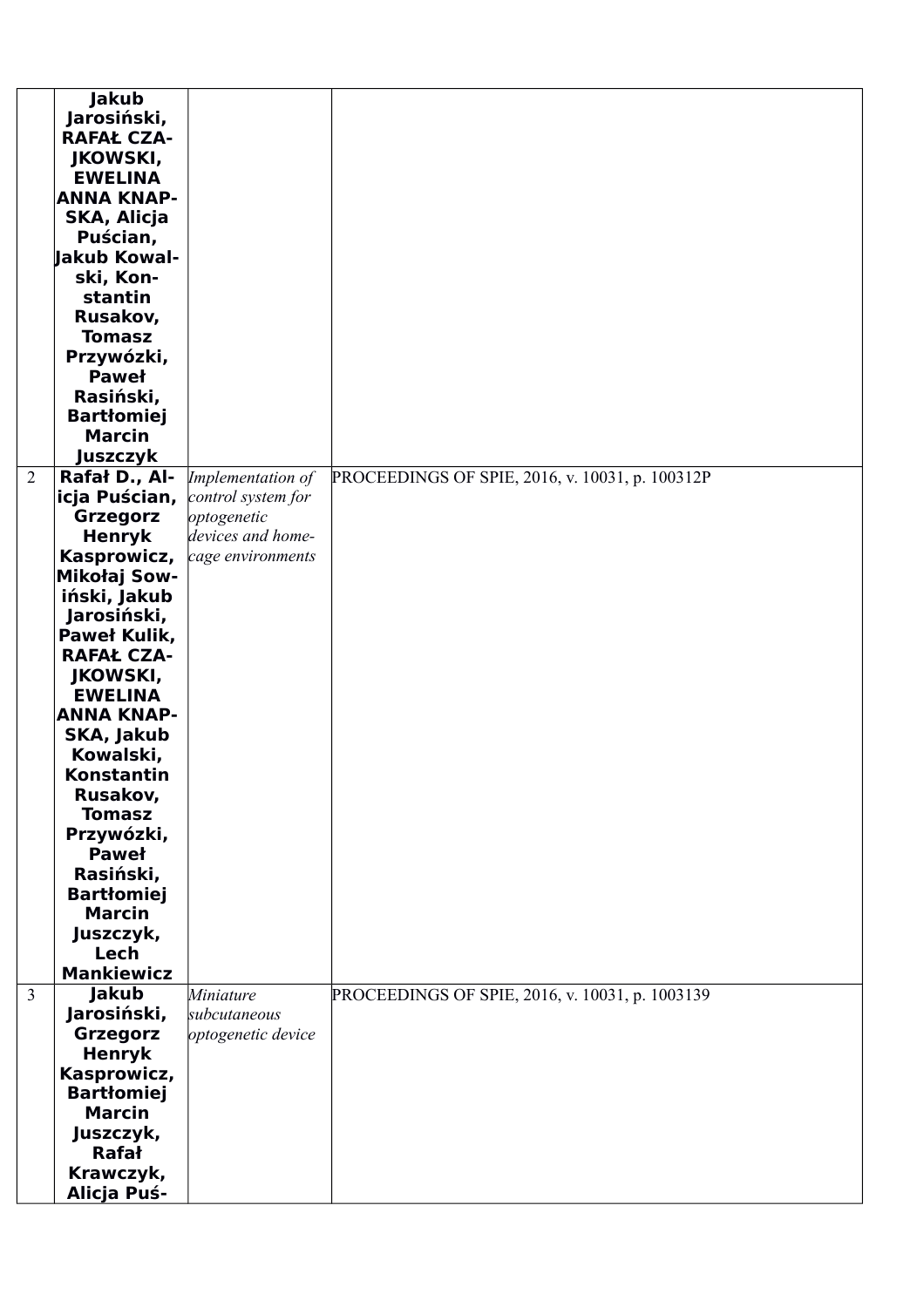| | | | |
|---|---|---|---|
| | **Jakub Jarosiński, RAFAŁ CZAJKOWSKI, EWELINA ANNA KNAPSKA, Alicja Puścian, Jakub Kowalski, Konstantin Rusakov, Tomasz Przywózki, Paweł Rasiński, Bartłomiej Marcin Juszczyk** | | |
| 2 | **Rafał D., Alicja Puścian, Grzegorz Henryk Kasprowicz, Mikołaj Sowiński, Jakub Jarosiński, Paweł Kulik, RAFAŁ CZAJKOWSKI, EWELINA ANNA KNAPSKA, Jakub Kowalski, Konstantin Rusakov, Tomasz Przywózki, Paweł Rasiński, Bartłomiej Marcin Juszczyk, Lech Mankiewicz** | *Implementation of control system for optogenetic devices and home-cage environments* | PROCEEDINGS OF SPIE, 2016, v. 10031, p. 100312P |
| 3 | **Jakub Jarosiński, Grzegorz Henryk Kasprowicz, Bartłomiej Marcin Juszczyk, Rafał Krawczyk, Alicja Puś-** | *Miniature subcutaneous optogenetic device* | PROCEEDINGS OF SPIE, 2016, v. 10031, p. 1003139 |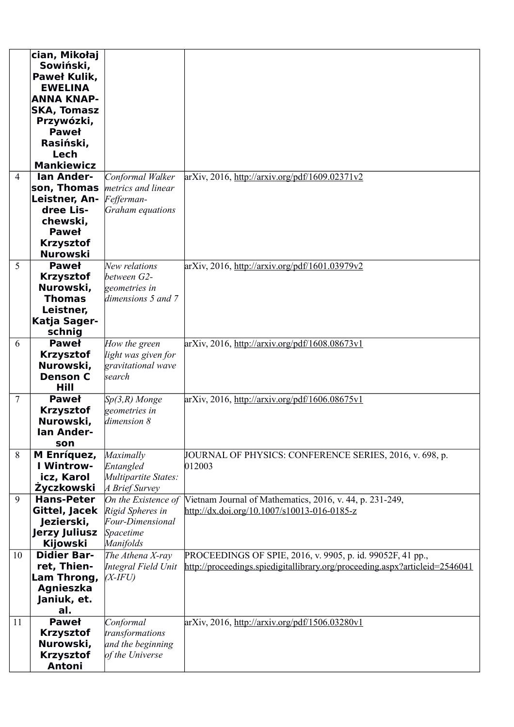| | | | |
|---|---|---|---|
| | **cian, Mikołaj Sowiński, Paweł Kulik, EWELINA ANNA KNAPSKA, Tomasz Przywózki, Paweł Rasiński, Lech Mankiewicz** | | |
| 4 | **Ian Anderson, Thomas Leistner, Andree Lischewski, Paweł Krzysztof Nurowski** | *Conformal Walker metrics and linear Fefferman-Graham equations* | arXiv, 2016, http://arxiv.org/pdf/1609.02371v2 |
| 5 | **Paweł Krzysztof Nurowski, Thomas Leistner, Katja Sagerschnig** | *New relations between G2-geometries in dimensions 5 and 7* | arXiv, 2016, http://arxiv.org/pdf/1601.03979v2 |
| 6 | **Paweł Krzysztof Nurowski, Denson C Hill** | *How the green light was given for gravitational wave search* | arXiv, 2016, http://arxiv.org/pdf/1608.08673v1 |
| 7 | **Paweł Krzysztof Nurowski, Ian Anderson** | *Sp(3,R) Monge geometries in dimension 8* | arXiv, 2016, http://arxiv.org/pdf/1606.08675v1 |
| 8 | **M Enríquez, I Wintrowicz, Karol Życzkowski** | *Maximally Entangled Multipartite States: A Brief Survey* | JOURNAL OF PHYSICS: CONFERENCE SERIES, 2016, v. 698, p. 012003 |
| 9 | **Hans-Peter Gittel, Jacek Jezierski, Jerzy Juliusz Kijowski** | *On the Existence of Rigid Spheres in Four-Dimensional Spacetime Manifolds* | Vietnam Journal of Mathematics, 2016, v. 44, p. 231-249, http://dx.doi.org/10.1007/s10013-016-0185-z |
| 10 | **Didier Barret, Thien-Lam Throng, Agnieszka Janiuk, et. al.** | *The Athena X-ray Integral Field Unit (X-IFU)* | PROCEEDINGS OF SPIE, 2016, v. 9905, p. id. 99052F, 41 pp., http://proceedings.spiedigitallibrary.org/proceeding.aspx?articleid=2546041 |
| 11 | **Paweł Krzysztof Nurowski, Krzysztof Antoni** | *Conformal transformations and the beginning of the Universe* | arXiv, 2016, http://arxiv.org/pdf/1506.03280v1 |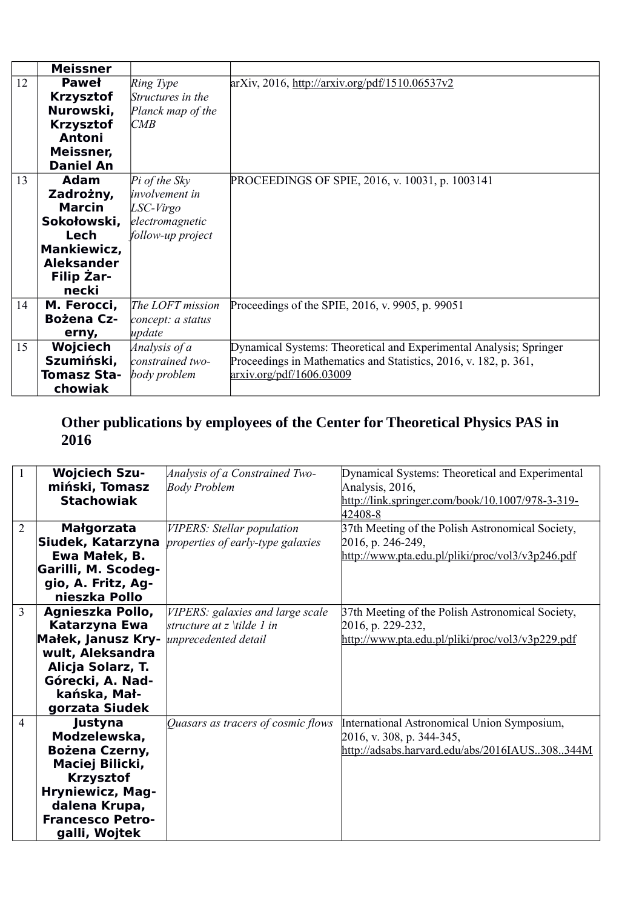| | | | |
|---|---|---|---|
| | **Meissner** | | |
| 12 | **Paweł Krzysztof Nurowski, Krzysztof Antoni Meissner, Daniel An** | *Ring Type Structures in the Planck map of the CMB* | arXiv, 2016, http://arxiv.org/pdf/1510.06537v2 |
| 13 | **Adam Zadrożny, Marcin Sokołowski, Lech Mankiewicz, Aleksander Filip Żarnecki** | *Pi of the Sky involvement in LSC-Virgo electromagnetic follow-up project* | PROCEEDINGS OF SPIE, 2016, v. 10031, p. 1003141 |
| 14 | **M. Ferocci, Bożena Czerny,** | *The LOFT mission concept: a status update* | Proceedings of the SPIE, 2016, v. 9905, p. 99051 |
| 15 | **Wojciech Szumiński, Tomasz Stachowiak** | *Analysis of a constrained two-body problem* | Dynamical Systems: Theoretical and Experimental Analysis; Springer Proceedings in Mathematics and Statistics, 2016, v. 182, p. 361, arxiv.org/pdf/1606.03009 |

## Other publications by employees of the Center for Theoretical Physics PAS in 2016

| | | | |
|---|---|---|---|
| 1 | **Wojciech Szumiński, Tomasz Stachowiak** | *Analysis of a Constrained Two-Body Problem* | Dynamical Systems: Theoretical and Experimental Analysis, 2016, http://link.springer.com/book/10.1007/978-3-319-42408-8 |
| 2 | **Małgorzata Siudek, Katarzyna Ewa Małek, B. Garilli, M. Scodeggio, A. Fritz, Agnieszka Pollo** | *VIPERS: Stellar population properties of early-type galaxies* | 37th Meeting of the Polish Astronomical Society, 2016, p. 246-249, http://www.pta.edu.pl/pliki/proc/vol3/v3p246.pdf |
| 3 | **Agnieszka Pollo, Katarzyna Ewa Małek, Janusz Krywult, Aleksandra Alicja Solarz, T. Górecki, A. Nadkańska, Małgorzata Siudek** | *VIPERS: galaxies and large scale structure at z \tilde 1 in unprecedented detail* | 37th Meeting of the Polish Astronomical Society, 2016, p. 229-232, http://www.pta.edu.pl/pliki/proc/vol3/v3p229.pdf |
| 4 | **Justyna Modzelewska, Bożena Czerny, Maciej Bilicki, Krzysztof Hryniewicz, Magdalena Krupa, Francesco Petrogalli, Wojtek** | *Quasars as tracers of cosmic flows* | International Astronomical Union Symposium, 2016, v. 308, p. 344-345, http://adsabs.harvard.edu/abs/2016IAUS..308..344M |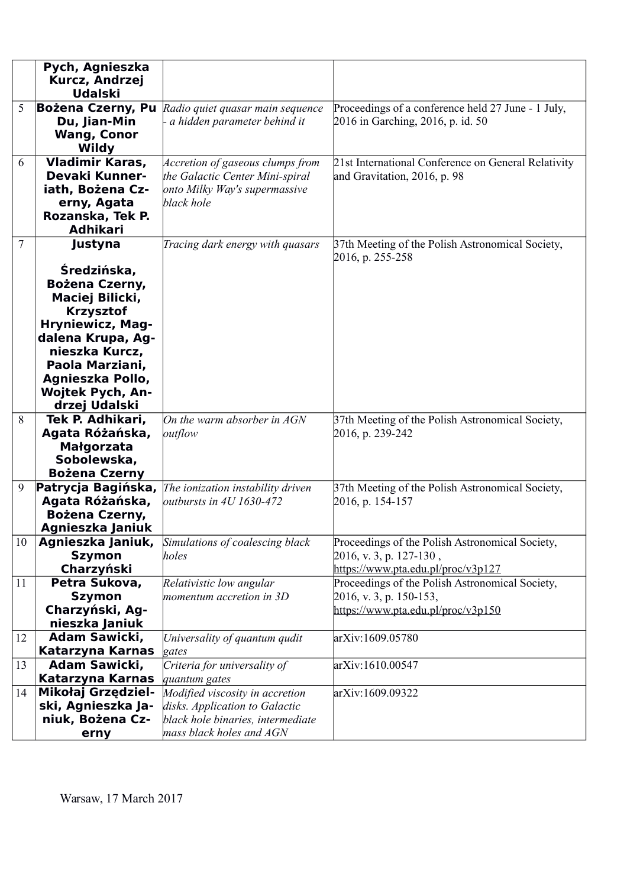| | | | |
|---|---|---|---|
| | **Pych, Agnieszka Kurcz, Andrzej Udalski** | | |
| 5 | **Bożena Czerny, Pu Du, Jian-Min Wang, Conor Wildy** | *Radio quiet quasar main sequence - a hidden parameter behind it* | Proceedings of a conference held 27 June - 1 July, 2016 in Garching, 2016, p. id. 50 |
| 6 | **Vladimir Karas, Devaki Kunneriath, Bożena Czerny, Agata Rozanska, Tek P. Adhikari** | *Accretion of gaseous clumps from the Galactic Center Mini-spiral onto Milky Way's supermassive black hole* | 21st International Conference on General Relativity and Gravitation, 2016, p. 98 |
| 7 | **Justyna Średzińska, Bożena Czerny, Maciej Bilicki, Krzysztof Hryniewicz, Magdalena Krupa, Agnieszka Kurcz, Paola Marziani, Agnieszka Pollo, Wojtek Pych, Andrzej Udalski** | *Tracing dark energy with quasars* | 37th Meeting of the Polish Astronomical Society, 2016, p. 255-258 |
| 8 | **Tek P. Adhikari, Agata Różańska, Małgorzata Sobolewska, Bożena Czerny** | *On the warm absorber in AGN outflow* | 37th Meeting of the Polish Astronomical Society, 2016, p. 239-242 |
| 9 | **Patrycja Bagińska, Agata Różańska, Bożena Czerny, Agnieszka Janiuk** | *The ionization instability driven outbursts in 4U 1630-472* | 37th Meeting of the Polish Astronomical Society, 2016, p. 154-157 |
| 10 | **Agnieszka Janiuk, Szymon Charzyński** | *Simulations of coalescing black holes* | Proceedings of the Polish Astronomical Society, 2016, v. 3, p. 127-130 , https://www.pta.edu.pl/proc/v3p127 |
| 11 | **Petra Sukova, Szymon Charzyński, Agnieszka Janiuk** | *Relativistic low angular momentum accretion in 3D* | Proceedings of the Polish Astronomical Society, 2016, v. 3, p. 150-153, https://www.pta.edu.pl/proc/v3p150 |
| 12 | **Adam Sawicki, Katarzyna Karnas** | *Universality of quantum qudit gates* | arXiv:1609.05780 |
| 13 | **Adam Sawicki, Katarzyna Karnas** | *Criteria for universality of quantum gates* | arXiv:1610.00547 |
| 14 | **Mikołaj Grzędzielski, Agnieszka Janiuk, Bożena Czerny** | *Modified viscosity in accretion disks. Application to Galactic black hole binaries, intermediate mass black holes and AGN* | arXiv:1609.09322 |

Warsaw, 17 March 2017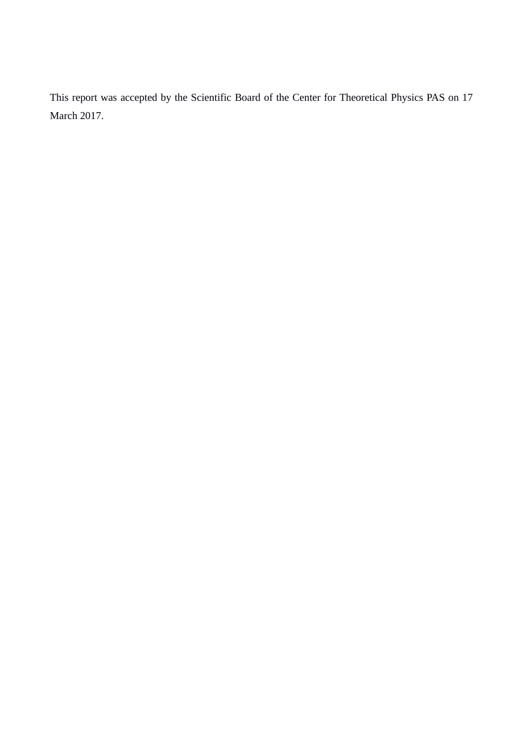This report was accepted by the Scientific Board of the Center for Theoretical Physics PAS on 17 March 2017.